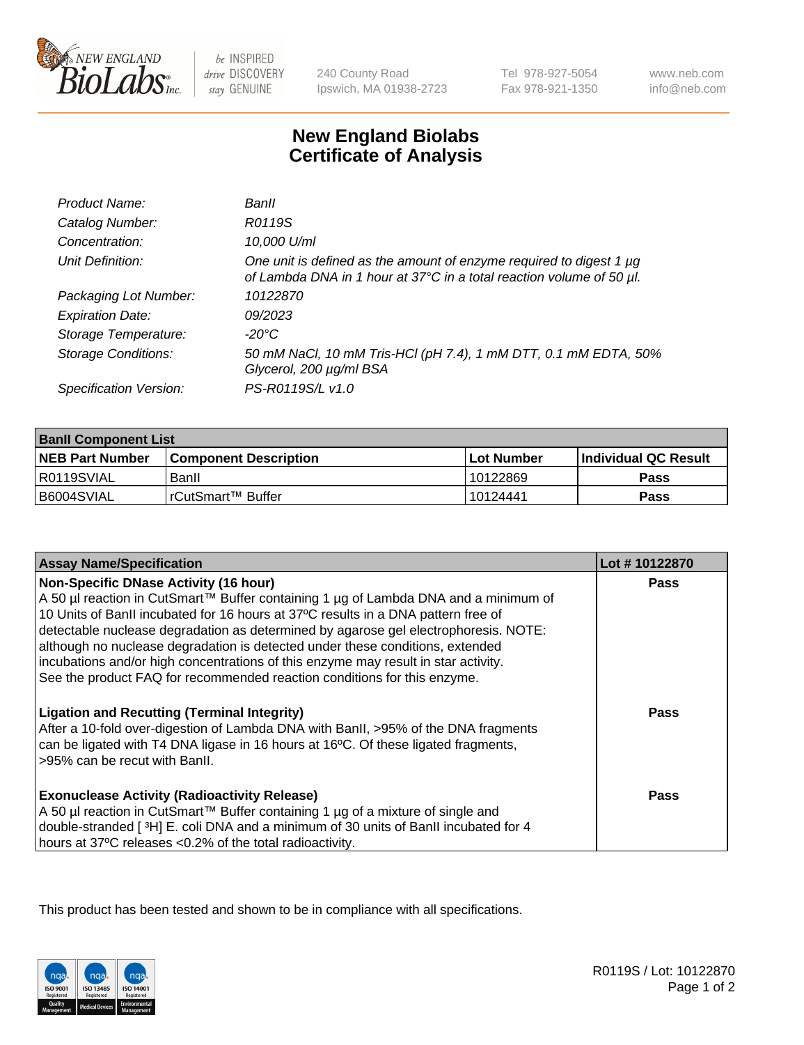New England BioLabs Inc. — be INSPIRED drive DISCOVERY stay GENUINE

240 County Road
Ipswich, MA 01938-2723

Tel 978-927-5054
Fax 978-921-1350

www.neb.com
info@neb.com

# New England Biolabs
# Certificate of Analysis

| | |
|---|---|
| *Product Name:* | *BanII* |
| *Catalog Number:* | *R0119S* |
| *Concentration:* | *10,000 U/ml* |
| *Unit Definition:* | *One unit is defined as the amount of enzyme required to digest 1 µg of Lambda DNA in 1 hour at 37°C in a total reaction volume of 50 µl.* |
| *Packaging Lot Number:* | *10122870* |
| *Expiration Date:* | *09/2023* |
| *Storage Temperature:* | *-20°C* |
| *Storage Conditions:* | *50 mM NaCl, 10 mM Tris-HCl (pH 7.4), 1 mM DTT, 0.1 mM EDTA, 50% Glycerol, 200 µg/ml BSA* |
| *Specification Version:* | *PS-R0119S/L v1.0* |

| **BanII Component List** | | | |
|---|---|---|---|
| **NEB Part Number** | **Component Description** | **Lot Number** | **Individual QC Result** |
| R0119SVIAL | BanII | 10122869 | **Pass** |
| B6004SVIAL | rCutSmart™ Buffer | 10124441 | **Pass** |

| **Assay Name/Specification** | **Lot # 10122870** |
|---|---|
| **Non-Specific DNase Activity (16 hour)**<br>A 50 µl reaction in CutSmart™ Buffer containing 1 µg of Lambda DNA and a minimum of 10 Units of BanII incubated for 16 hours at 37ºC results in a DNA pattern free of detectable nuclease degradation as determined by agarose gel electrophoresis. NOTE: although no nuclease degradation is detected under these conditions, extended incubations and/or high concentrations of this enzyme may result in star activity. See the product FAQ for recommended reaction conditions for this enzyme. | **Pass** |
| **Ligation and Recutting (Terminal Integrity)**<br>After a 10-fold over-digestion of Lambda DNA with BanII, >95% of the DNA fragments can be ligated with T4 DNA ligase in 16 hours at 16ºC. Of these ligated fragments, >95% can be recut with BanII. | **Pass** |
| **Exonuclease Activity (Radioactivity Release)**<br>A 50 µl reaction in CutSmart™ Buffer containing 1 µg of a mixture of single and double-stranded [ $^3$H] E. coli DNA and a minimum of 30 units of BanII incubated for 4 hours at 37ºC releases <0.2% of the total radioactivity. | **Pass** |

This product has been tested and shown to be in compliance with all specifications.

R0119S / Lot: 10122870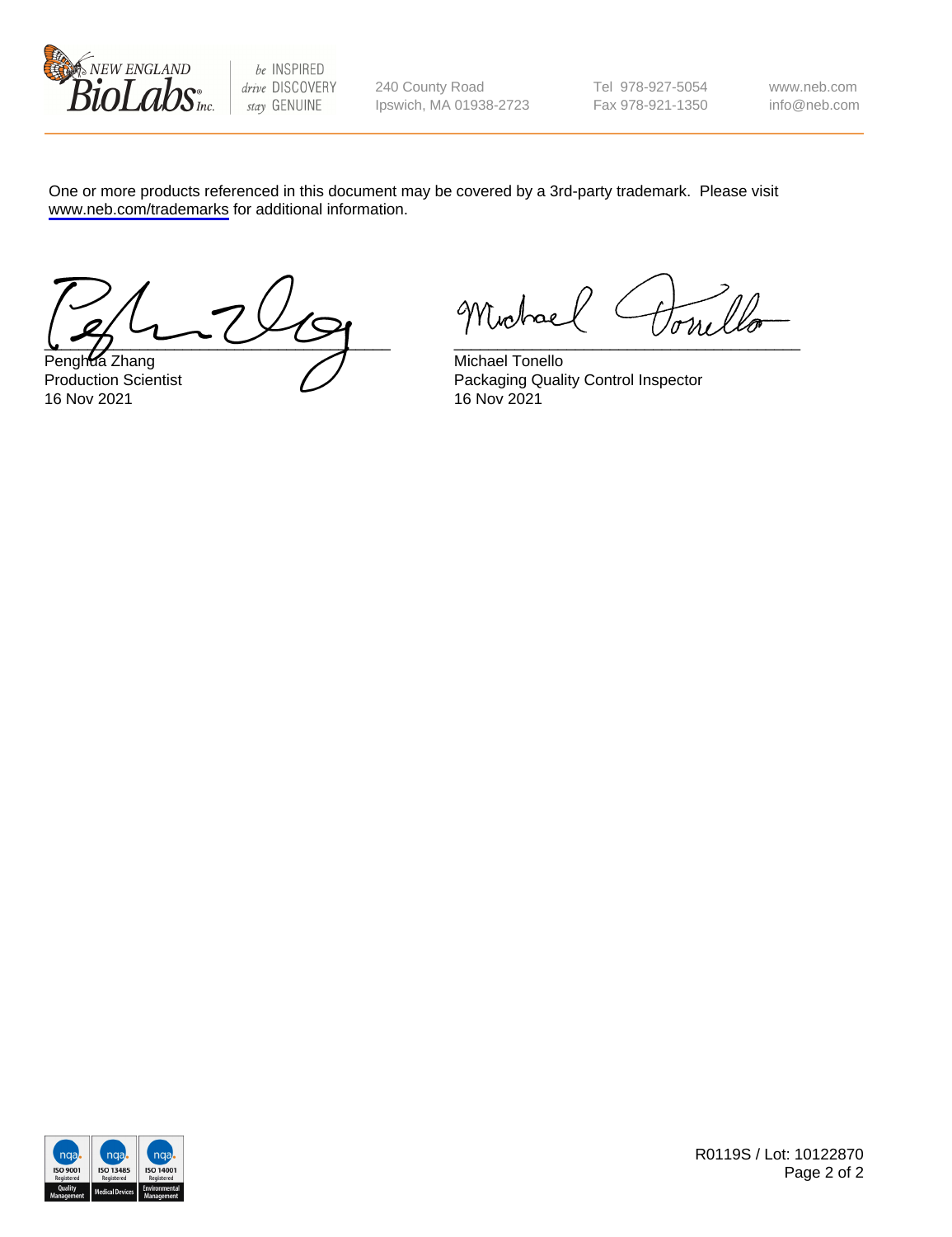One or more products referenced in this document may be covered by a 3rd-party trademark. Please visit www.neb.com/trademarks for additional information.

Penghua Zhang
Production Scientist
16 Nov 2021

Michael Tonello
Packaging Quality Control Inspector
16 Nov 2021

R0119S / Lot: 10122870